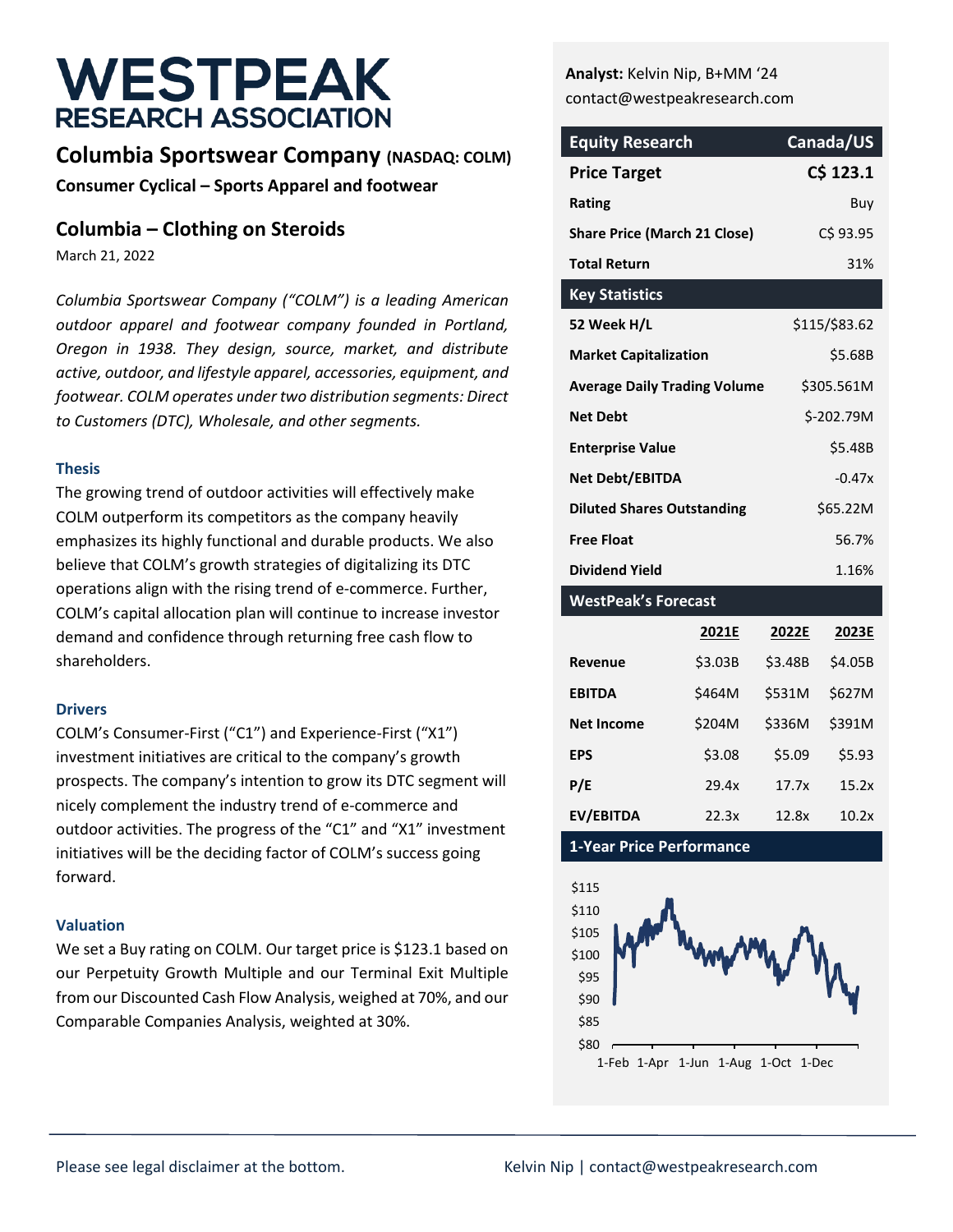# WESTPEAK RESEARCH ASSOCIATION

## Columbia Sportswear Company (NASDAQ: COLM)

**Consumer Cyclical – Sports Apparel and footwear**

## Columbia – Clothing on Steroids

March 21, 2022

*Columbia Sportswear Company ("COLM") is a leading American outdoor apparel and footwear company founded in Portland, Oregon in 1938. They design, source, market, and distribute active, outdoor, and lifestyle apparel, accessories, equipment, and footwear. COLM operates under two distribution segments: Direct to Customers (DTC), Wholesale, and other segments.*

### Thesis

The growing trend of outdoor activities will effectively make COLM outperform its competitors as the company heavily emphasizes its highly functional and durable products. We also believe that COLM's growth strategies of digitalizing its DTC operations align with the rising trend of e-commerce. Further, COLM's capital allocation plan will continue to increase investor demand and confidence through returning free cash flow to shareholders.

### Drivers

COLM's Consumer-First ("C1") and Experience-First ("X1") investment initiatives are critical to the company's growth prospects. The company's intention to grow its DTC segment will nicely complement the industry trend of e-commerce and outdoor activities. The progress of the "C1" and "X1" investment initiatives will be the deciding factor of COLM's success going forward.

### Valuation

We set a Buy rating on COLM. Our target price is $123.1 based on our Perpetuity Growth Multiple and our Terminal Exit Multiple from our Discounted Cash Flow Analysis, weighed at 70%, and our Comparable Companies Analysis, weighted at 30%.

**Analyst:** Kelvin Nip, B+MM '24
contact@westpeakresearch.com

| Equity Research | Canada/US |
|---|---|
| **Price Target** | **C$ 123.1** |
| **Rating** | Buy |
| **Share Price (March 21 Close)** | C$ 93.95 |
| **Total Return** | 31% |

| Key Statistics | |
|---|---|
| **52 Week H/L** | $115/$83.62 |
| **Market Capitalization** | $5.68B |
| **Average Daily Trading Volume** | $305.561M |
| **Net Debt** | $-202.79M |
| **Enterprise Value** | $5.48B |
| **Net Debt/EBITDA** | -0.47x |
| **Diluted Shares Outstanding** | $65.22M |
| **Free Float** | 56.7% |
| **Dividend Yield** | 1.16% |

| WestPeak's Forecast | 2021E | 2022E | 2023E |
|---|---|---|---|
| **Revenue** | $3.03B | $3.48B | $4.05B |
| **EBITDA** | $464M | $531M | $627M |
| **Net Income** | $204M | $336M | $391M |
| **EPS** | $3.08 | $5.09 | $5.93 |
| **P/E** | 29.4x | 17.7x | 15.2x |
| **EV/EBITDA** | 22.3x | 12.8x | 10.2x |

**1-Year Price Performance**

Please see legal disclaimer at the bottom.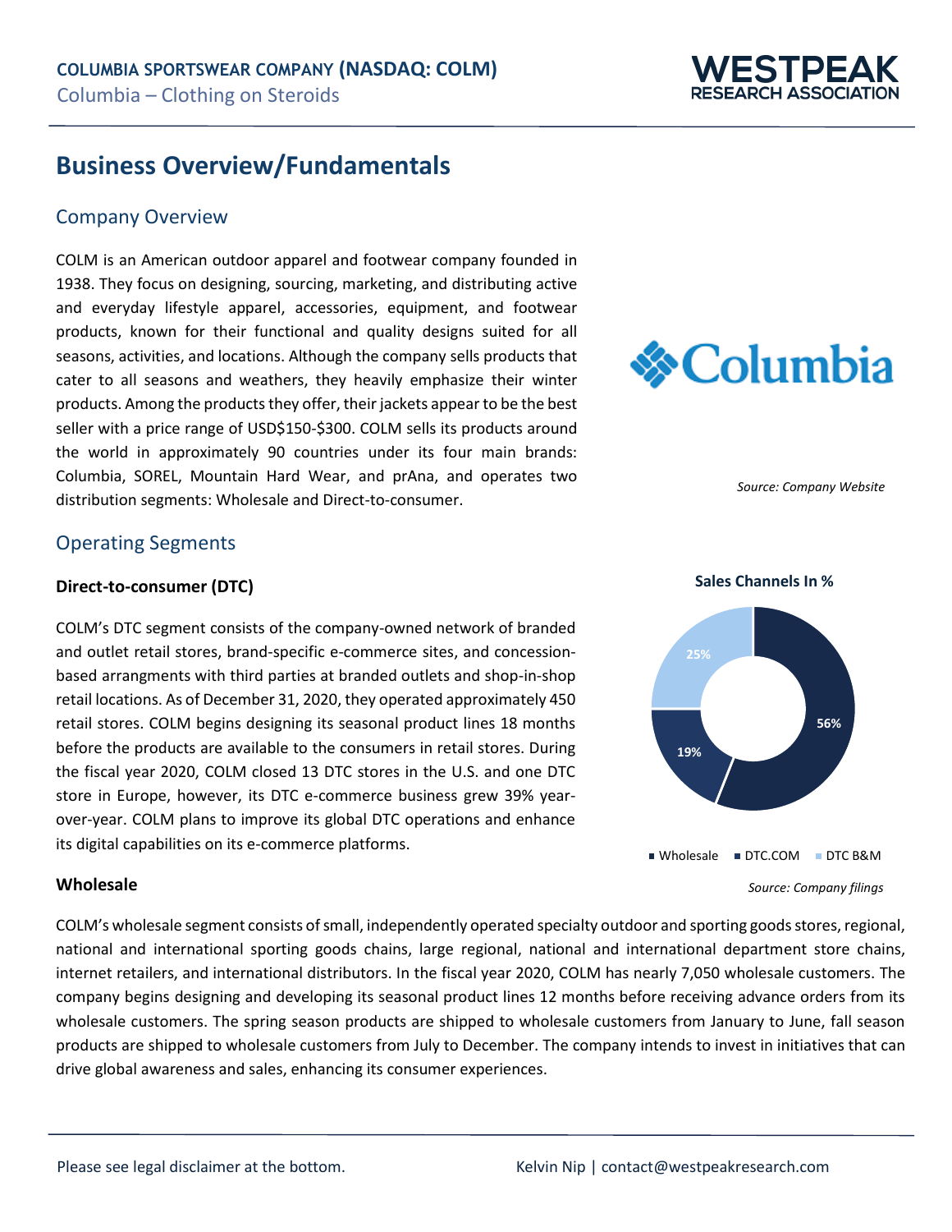# Business Overview/Fundamentals

## Company Overview

COLM is an American outdoor apparel and footwear company founded in 1938. They focus on designing, sourcing, marketing, and distributing active and everyday lifestyle apparel, accessories, equipment, and footwear products, known for their functional and quality designs suited for all seasons, activities, and locations. Although the company sells products that cater to all seasons and weathers, they heavily emphasize their winter products. Among the products they offer, their jackets appear to be the best seller with a price range of USD$150-$300. COLM sells its products around the world in approximately 90 countries under its four main brands: Columbia, SOREL, Mountain Hard Wear, and prAna, and operates two distribution segments: Wholesale and Direct-to-consumer.

*Source: Company Website*

## Operating Segments

### Direct-to-consumer (DTC)

COLM's DTC segment consists of the company-owned network of branded and outlet retail stores, brand-specific e-commerce sites, and concession-based arrangments with third parties at branded outlets and shop-in-shop retail locations. As of December 31, 2020, they operated approximately 450 retail stores. COLM begins designing its seasonal product lines 18 months before the products are available to the consumers in retail stores. During the fiscal year 2020, COLM closed 13 DTC stores in the U.S. and one DTC store in Europe, however, its DTC e-commerce business grew 39% year-over-year. COLM plans to improve its global DTC operations and enhance its digital capabilities on its e-commerce platforms.

**Sales Channels In %**

| Channel | % |
|---|---|
| Wholesale | 56% |
| DTC.COM | 19% |
| DTC B&M | 25% |

*Source: Company filings*

### Wholesale

COLM's wholesale segment consists of small, independently operated specialty outdoor and sporting goods stores, regional, national and international sporting goods chains, large regional, national and international department store chains, internet retailers, and international distributors. In the fiscal year 2020, COLM has nearly 7,050 wholesale customers. The company begins designing and developing its seasonal product lines 12 months before receiving advance orders from its wholesale customers. The spring season products are shipped to wholesale customers from January to June, fall season products are shipped to wholesale customers from July to December. The company intends to invest in initiatives that can drive global awareness and sales, enhancing its consumer experiences.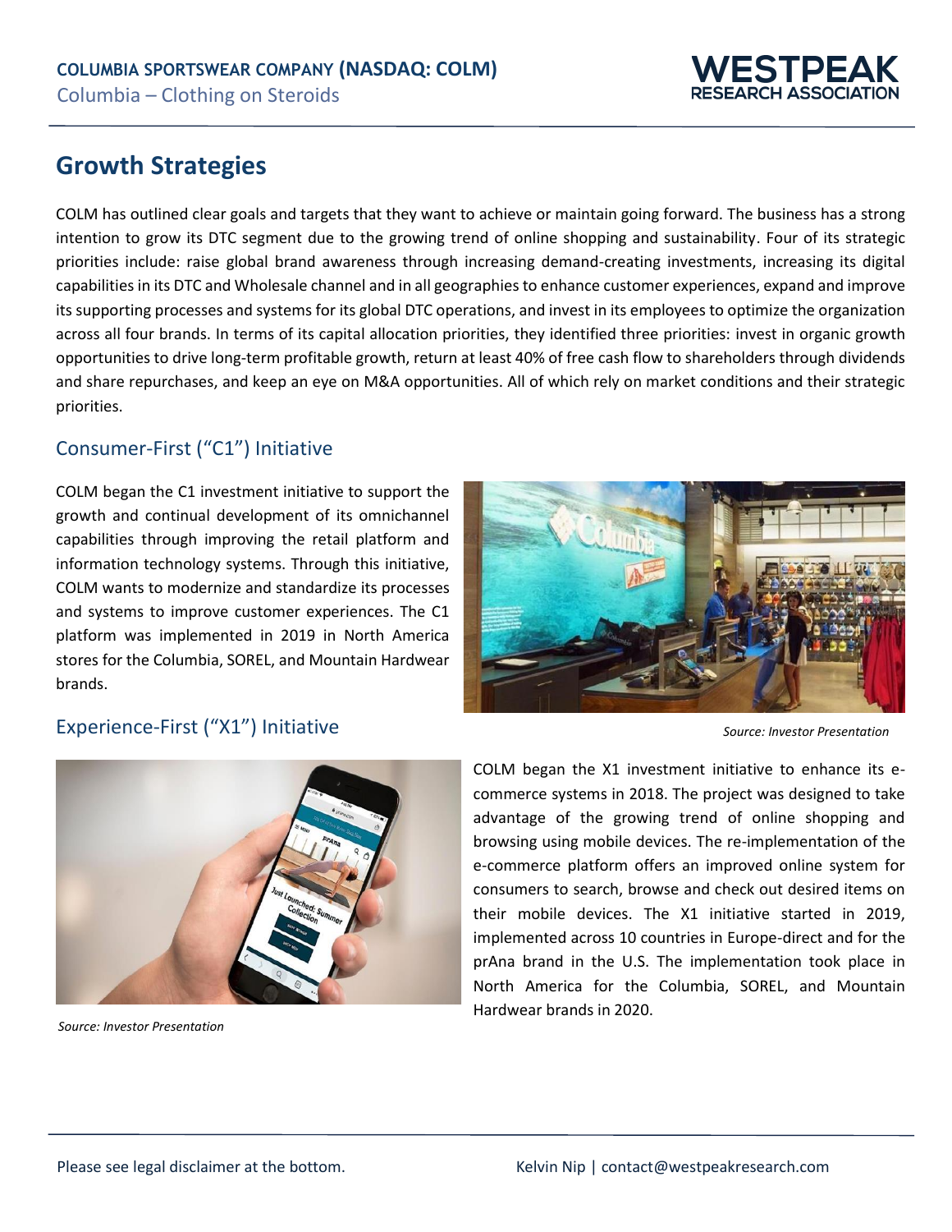## Growth Strategies

COLM has outlined clear goals and targets that they want to achieve or maintain going forward. The business has a strong intention to grow its DTC segment due to the growing trend of online shopping and sustainability. Four of its strategic priorities include: raise global brand awareness through increasing demand-creating investments, increasing its digital capabilities in its DTC and Wholesale channel and in all geographies to enhance customer experiences, expand and improve its supporting processes and systems for its global DTC operations, and invest in its employees to optimize the organization across all four brands. In terms of its capital allocation priorities, they identified three priorities: invest in organic growth opportunities to drive long-term profitable growth, return at least 40% of free cash flow to shareholders through dividends and share repurchases, and keep an eye on M&A opportunities. All of which rely on market conditions and their strategic priorities.

### Consumer-First ("C1") Initiative

COLM began the C1 investment initiative to support the growth and continual development of its omnichannel capabilities through improving the retail platform and information technology systems. Through this initiative, COLM wants to modernize and standardize its processes and systems to improve customer experiences. The C1 platform was implemented in 2019 in North America stores for the Columbia, SOREL, and Mountain Hardwear brands.

*Source: Investor Presentation*

### Experience-First ("X1") Initiative

*Source: Investor Presentation*

COLM began the X1 investment initiative to enhance its e-commerce systems in 2018. The project was designed to take advantage of the growing trend of online shopping and browsing using mobile devices. The re-implementation of the e-commerce platform offers an improved online system for consumers to search, browse and check out desired items on their mobile devices. The X1 initiative started in 2019, implemented across 10 countries in Europe-direct and for the prAna brand in the U.S. The implementation took place in North America for the Columbia, SOREL, and Mountain Hardwear brands in 2020.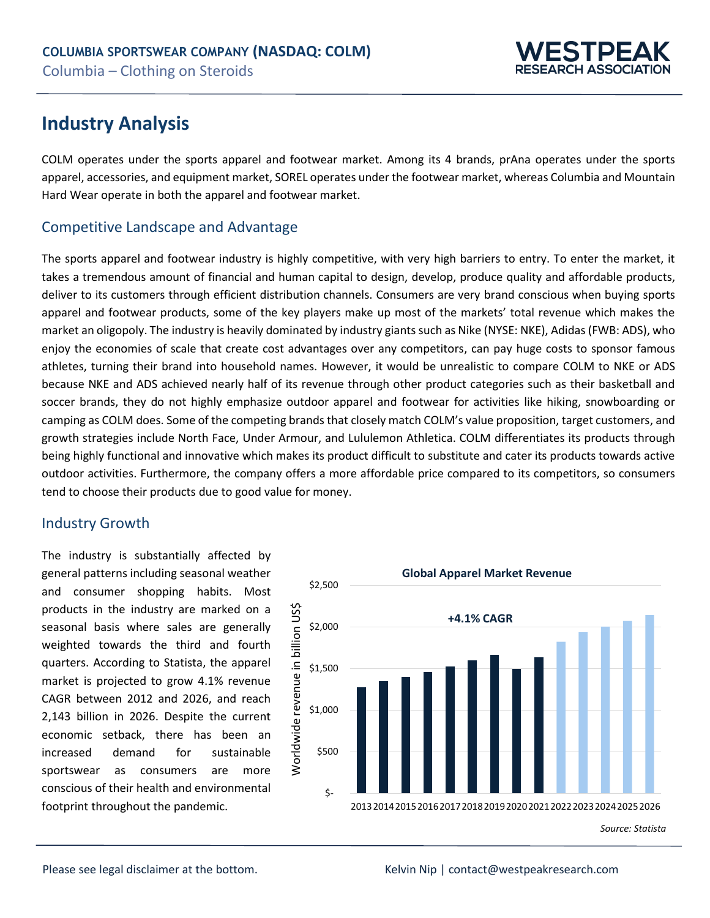## Industry Analysis

COLM operates under the sports apparel and footwear market. Among its 4 brands, prAna operates under the sports apparel, accessories, and equipment market, SOREL operates under the footwear market, whereas Columbia and Mountain Hard Wear operate in both the apparel and footwear market.

### Competitive Landscape and Advantage

The sports apparel and footwear industry is highly competitive, with very high barriers to entry. To enter the market, it takes a tremendous amount of financial and human capital to design, develop, produce quality and affordable products, deliver to its customers through efficient distribution channels. Consumers are very brand conscious when buying sports apparel and footwear products, some of the key players make up most of the markets' total revenue which makes the market an oligopoly. The industry is heavily dominated by industry giants such as Nike (NYSE: NKE), Adidas (FWB: ADS), who enjoy the economies of scale that create cost advantages over any competitors, can pay huge costs to sponsor famous athletes, turning their brand into household names. However, it would be unrealistic to compare COLM to NKE or ADS because NKE and ADS achieved nearly half of its revenue through other product categories such as their basketball and soccer brands, they do not highly emphasize outdoor apparel and footwear for activities like hiking, snowboarding or camping as COLM does. Some of the competing brands that closely match COLM's value proposition, target customers, and growth strategies include North Face, Under Armour, and Lululemon Athletica. COLM differentiates its products through being highly functional and innovative which makes its product difficult to substitute and cater its products towards active outdoor activities. Furthermore, the company offers a more affordable price compared to its competitors, so consumers tend to choose their products due to good value for money.

### Industry Growth

The industry is substantially affected by general patterns including seasonal weather and consumer shopping habits. Most products in the industry are marked on a seasonal basis where sales are generally weighted towards the third and fourth quarters. According to Statista, the apparel market is projected to grow 4.1% revenue CAGR between 2012 and 2026, and reach 2,143 billion in 2026. Despite the current economic setback, there has been an increased demand for sustainable sportswear as consumers are more conscious of their health and environmental footprint throughout the pandemic.

**Global Apparel Market Revenue**

+4.1% CAGR

Worldwide revenue in billion US$ (2013–2026)

*Source: Statista*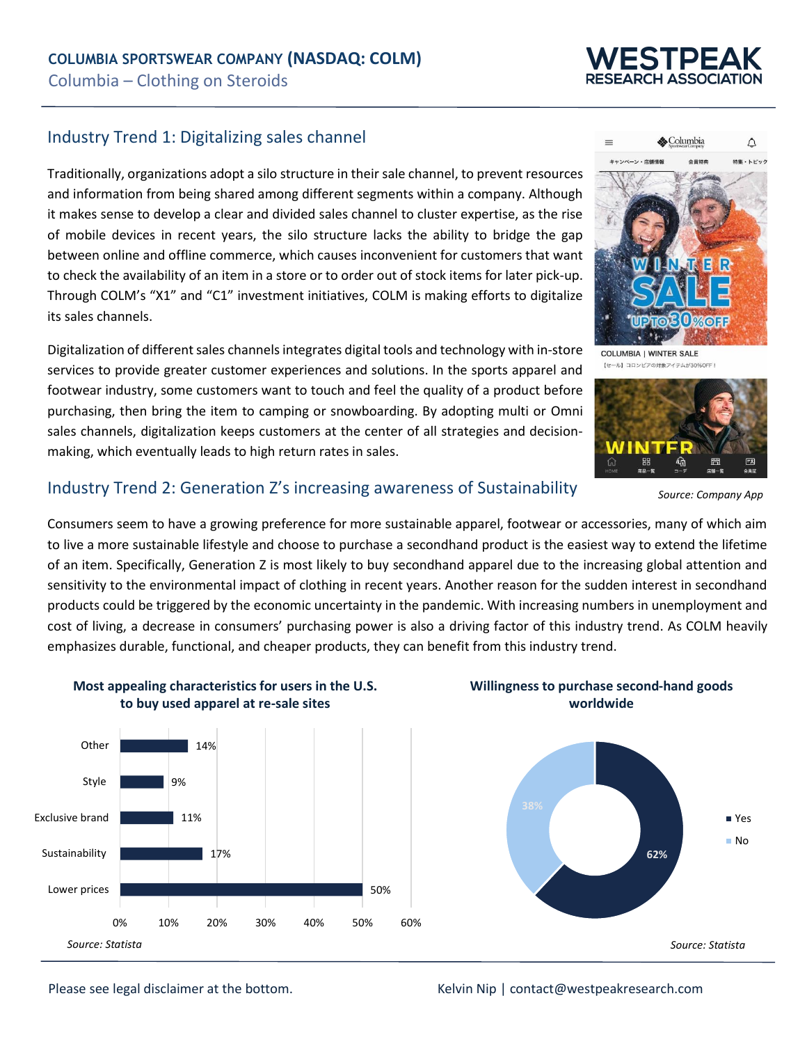## Industry Trend 1: Digitalizing sales channel

Traditionally, organizations adopt a silo structure in their sale channel, to prevent resources and information from being shared among different segments within a company. Although it makes sense to develop a clear and divided sales channel to cluster expertise, as the rise of mobile devices in recent years, the silo structure lacks the ability to bridge the gap between online and offline commerce, which causes inconvenient for customers that want to check the availability of an item in a store or to order out of stock items for later pick-up. Through COLM's "X1" and "C1" investment initiatives, COLM is making efforts to digitalize its sales channels.

Digitalization of different sales channels integrates digital tools and technology with in-store services to provide greater customer experiences and solutions. In the sports apparel and footwear industry, some customers want to touch and feel the quality of a product before purchasing, then bring the item to camping or snowboarding. By adopting multi or Omni sales channels, digitalization keeps customers at the center of all strategies and decision-making, which eventually leads to high return rates in sales.

*Source: Company App*

## Industry Trend 2: Generation Z's increasing awareness of Sustainability

Consumers seem to have a growing preference for more sustainable apparel, footwear or accessories, many of which aim to live a more sustainable lifestyle and choose to purchase a secondhand product is the easiest way to extend the lifetime of an item. Specifically, Generation Z is most likely to buy secondhand apparel due to the increasing global attention and sensitivity to the environmental impact of clothing in recent years. Another reason for the sudden interest in secondhand products could be triggered by the economic uncertainty in the pandemic. With increasing numbers in unemployment and cost of living, a decrease in consumers' purchasing power is also a driving factor of this industry trend. As COLM heavily emphasizes durable, functional, and cheaper products, they can benefit from this industry trend.

**Most appealing characteristics for users in the U.S. to buy used apparel at re-sale sites**

| Characteristic | Share |
|---|---|
| Other | 14% |
| Style | 9% |
| Exclusive brand | 11% |
| Sustainability | 17% |
| Lower prices | 50% |

*Source: Statista*

**Willingness to purchase second-hand goods worldwide**

| Response | Share |
|---|---|
| Yes | 62% |
| No | 38% |

*Source: Statista*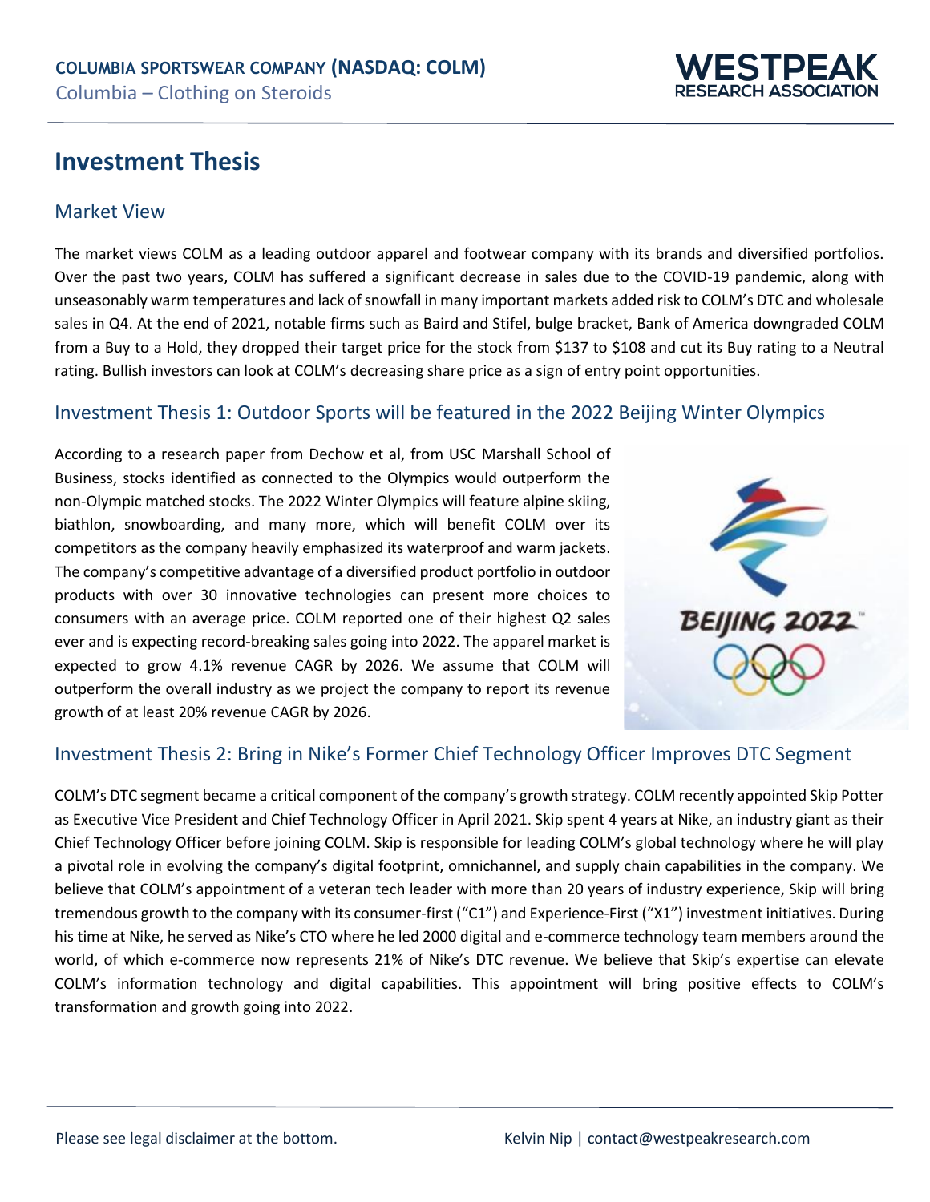# Investment Thesis

## Market View

The market views COLM as a leading outdoor apparel and footwear company with its brands and diversified portfolios. Over the past two years, COLM has suffered a significant decrease in sales due to the COVID-19 pandemic, along with unseasonably warm temperatures and lack of snowfall in many important markets added risk to COLM's DTC and wholesale sales in Q4. At the end of 2021, notable firms such as Baird and Stifel, bulge bracket, Bank of America downgraded COLM from a Buy to a Hold, they dropped their target price for the stock from $137 to $108 and cut its Buy rating to a Neutral rating. Bullish investors can look at COLM's decreasing share price as a sign of entry point opportunities.

## Investment Thesis 1: Outdoor Sports will be featured in the 2022 Beijing Winter Olympics

According to a research paper from Dechow et al, from USC Marshall School of Business, stocks identified as connected to the Olympics would outperform the non-Olympic matched stocks. The 2022 Winter Olympics will feature alpine skiing, biathlon, snowboarding, and many more, which will benefit COLM over its competitors as the company heavily emphasized its waterproof and warm jackets. The company's competitive advantage of a diversified product portfolio in outdoor products with over 30 innovative technologies can present more choices to consumers with an average price. COLM reported one of their highest Q2 sales ever and is expecting record-breaking sales going into 2022. The apparel market is expected to grow 4.1% revenue CAGR by 2026. We assume that COLM will outperform the overall industry as we project the company to report its revenue growth of at least 20% revenue CAGR by 2026.

## Investment Thesis 2: Bring in Nike's Former Chief Technology Officer Improves DTC Segment

COLM's DTC segment became a critical component of the company's growth strategy. COLM recently appointed Skip Potter as Executive Vice President and Chief Technology Officer in April 2021. Skip spent 4 years at Nike, an industry giant as their Chief Technology Officer before joining COLM. Skip is responsible for leading COLM's global technology where he will play a pivotal role in evolving the company's digital footprint, omnichannel, and supply chain capabilities in the company. We believe that COLM's appointment of a veteran tech leader with more than 20 years of industry experience, Skip will bring tremendous growth to the company with its consumer-first ("C1") and Experience-First ("X1") investment initiatives. During his time at Nike, he served as Nike's CTO where he led 2000 digital and e-commerce technology team members around the world, of which e-commerce now represents 21% of Nike's DTC revenue. We believe that Skip's expertise can elevate COLM's information technology and digital capabilities. This appointment will bring positive effects to COLM's transformation and growth going into 2022.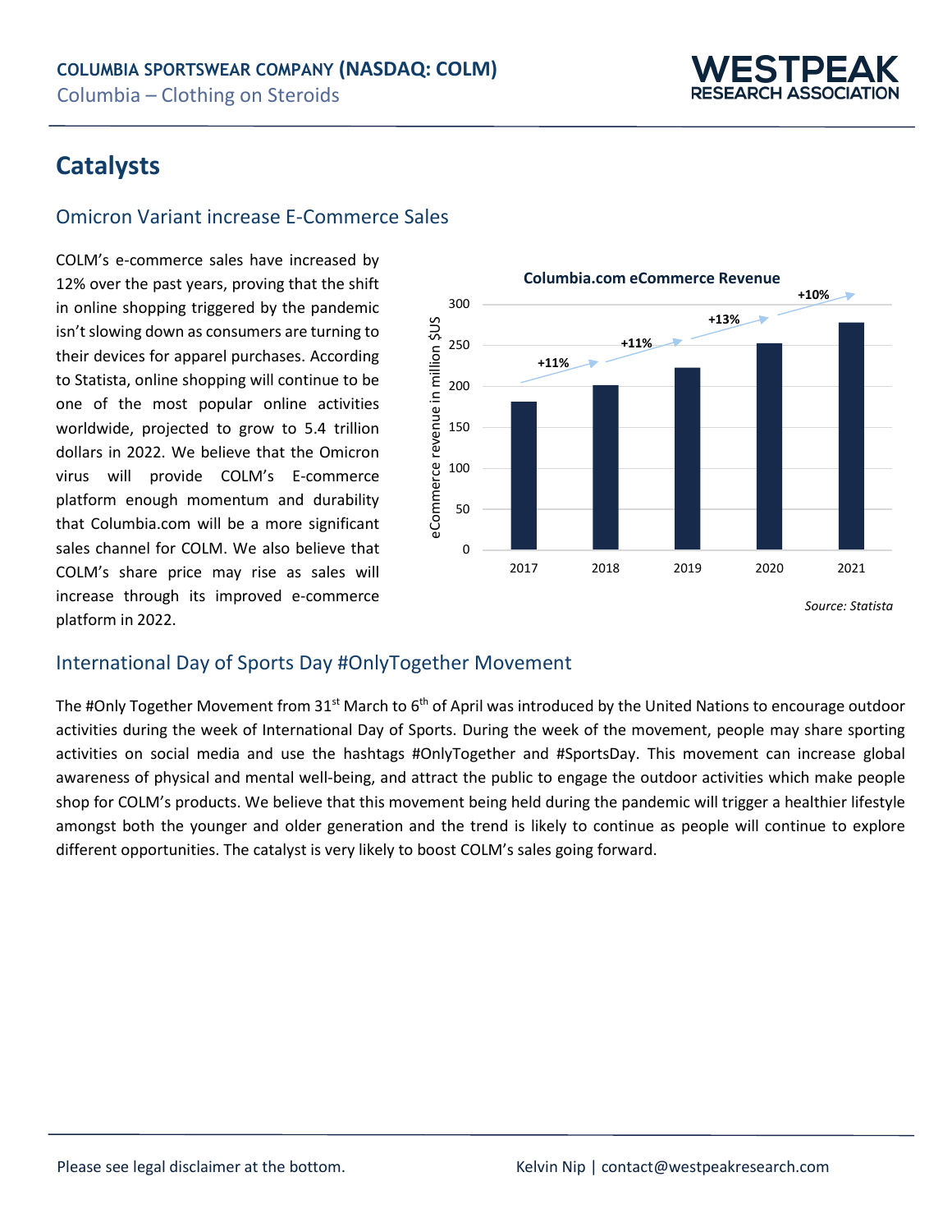## Catalysts

### Omicron Variant increase E-Commerce Sales

COLM's e-commerce sales have increased by 12% over the past years, proving that the shift in online shopping triggered by the pandemic isn't slowing down as consumers are turning to their devices for apparel purchases. According to Statista, online shopping will continue to be one of the most popular online activities worldwide, projected to grow to 5.4 trillion dollars in 2022. We believe that the Omicron virus will provide COLM's E-commerce platform enough momentum and durability that Columbia.com will be a more significant sales channel for COLM. We also believe that COLM's share price may rise as sales will increase through its improved e-commerce platform in 2022.

**Columbia.com eCommerce Revenue**

| Year | eCommerce revenue in million $US (approx.) | Growth |
|---|---|---|
| 2017 | 180 | |
| 2018 | 200 | +11% |
| 2019 | 222 | +11% |
| 2020 | 252 | +13% |
| 2021 | 278 | +10% |

*Source: Statista*

### International Day of Sports Day #OnlyTogether Movement

The #Only Together Movement from 31st March to 6th of April was introduced by the United Nations to encourage outdoor activities during the week of International Day of Sports. During the week of the movement, people may share sporting activities on social media and use the hashtags #OnlyTogether and #SportsDay. This movement can increase global awareness of physical and mental well-being, and attract the public to engage the outdoor activities which make people shop for COLM's products. We believe that this movement being held during the pandemic will trigger a healthier lifestyle amongst both the younger and older generation and the trend is likely to continue as people will continue to explore different opportunities. The catalyst is very likely to boost COLM's sales going forward.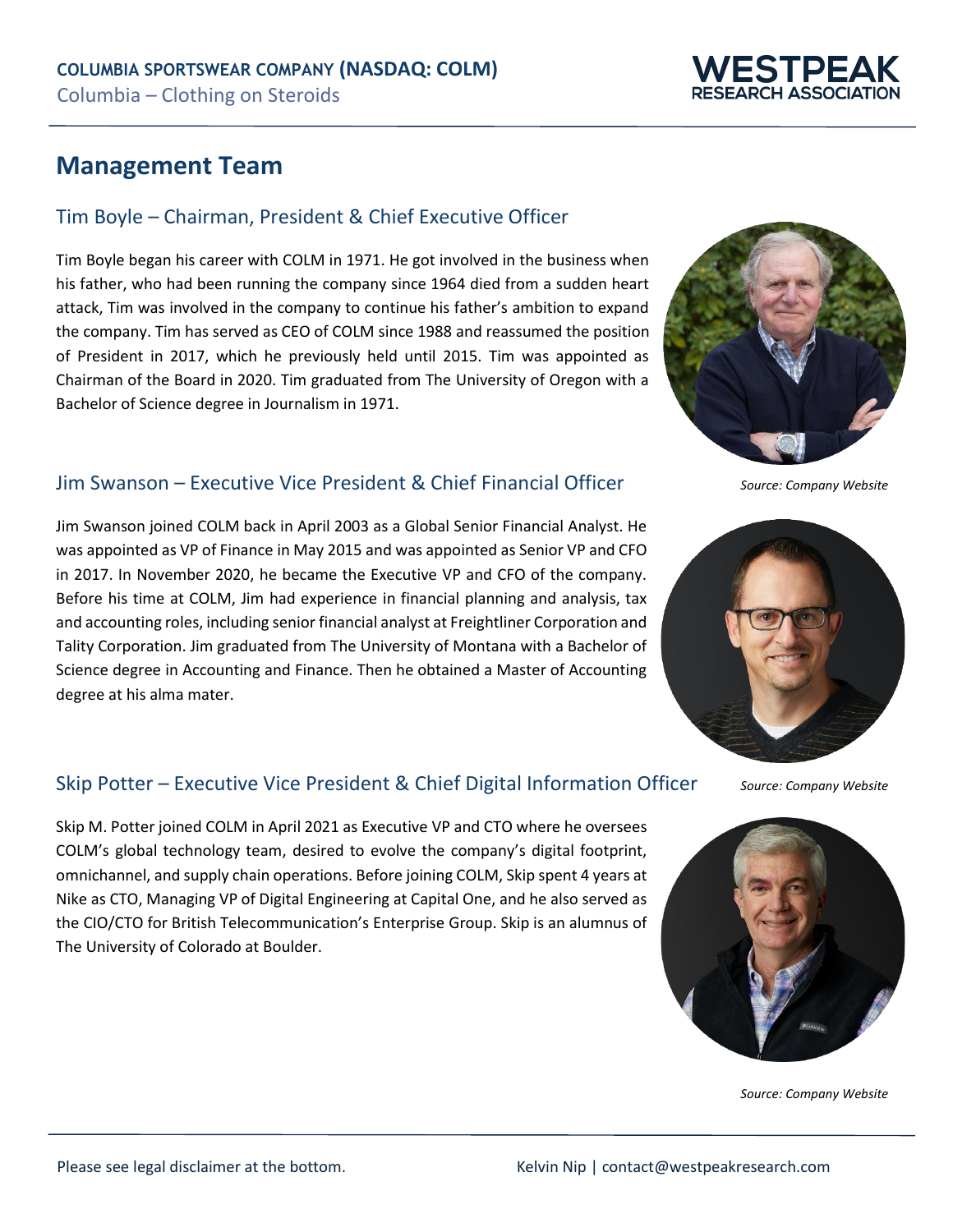## Management Team

### Tim Boyle – Chairman, President & Chief Executive Officer

Tim Boyle began his career with COLM in 1971. He got involved in the business when his father, who had been running the company since 1964 died from a sudden heart attack, Tim was involved in the company to continue his father's ambition to expand the company. Tim has served as CEO of COLM since 1988 and reassumed the position of President in 2017, which he previously held until 2015. Tim was appointed as Chairman of the Board in 2020. Tim graduated from The University of Oregon with a Bachelor of Science degree in Journalism in 1971.

*Source: Company Website*

### Jim Swanson – Executive Vice President & Chief Financial Officer

Jim Swanson joined COLM back in April 2003 as a Global Senior Financial Analyst. He was appointed as VP of Finance in May 2015 and was appointed as Senior VP and CFO in 2017. In November 2020, he became the Executive VP and CFO of the company. Before his time at COLM, Jim had experience in financial planning and analysis, tax and accounting roles, including senior financial analyst at Freightliner Corporation and Tality Corporation. Jim graduated from The University of Montana with a Bachelor of Science degree in Accounting and Finance. Then he obtained a Master of Accounting degree at his alma mater.

*Source: Company Website*

### Skip Potter – Executive Vice President & Chief Digital Information Officer

Skip M. Potter joined COLM in April 2021 as Executive VP and CTO where he oversees COLM's global technology team, desired to evolve the company's digital footprint, omnichannel, and supply chain operations. Before joining COLM, Skip spent 4 years at Nike as CTO, Managing VP of Digital Engineering at Capital One, and he also served as the CIO/CTO for British Telecommunication's Enterprise Group. Skip is an alumnus of The University of Colorado at Boulder.

*Source: Company Website*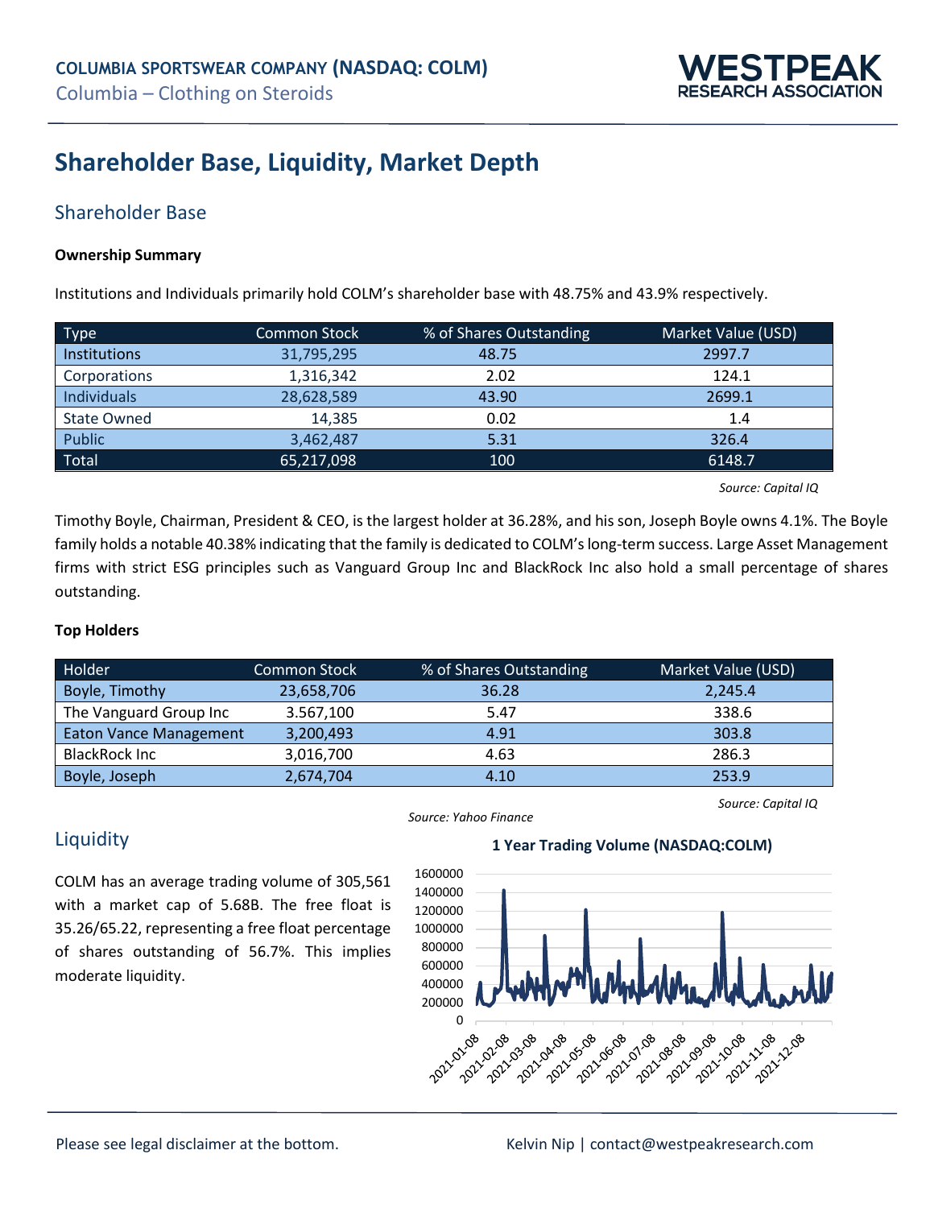## Shareholder Base, Liquidity, Market Depth

### Shareholder Base

**Ownership Summary**

Institutions and Individuals primarily hold COLM's shareholder base with 48.75% and 43.9% respectively.

| Type | Common Stock | % of Shares Outstanding | Market Value (USD) |
|---|---|---|---|
| Institutions | 31,795,295 | 48.75 | 2997.7 |
| Corporations | 1,316,342 | 2.02 | 124.1 |
| Individuals | 28,628,589 | 43.90 | 2699.1 |
| State Owned | 14,385 | 0.02 | 1.4 |
| Public | 3,462,487 | 5.31 | 326.4 |
| Total | 65,217,098 | 100 | 6148.7 |

*Source: Capital IQ*

Timothy Boyle, Chairman, President & CEO, is the largest holder at 36.28%, and his son, Joseph Boyle owns 4.1%. The Boyle family holds a notable 40.38% indicating that the family is dedicated to COLM's long-term success. Large Asset Management firms with strict ESG principles such as Vanguard Group Inc and BlackRock Inc also hold a small percentage of shares outstanding.

**Top Holders**

| Holder | Common Stock | % of Shares Outstanding | Market Value (USD) |
|---|---|---|---|
| Boyle, Timothy | 23,658,706 | 36.28 | 2,245.4 |
| The Vanguard Group Inc | 3.567,100 | 5.47 | 338.6 |
| Eaton Vance Management | 3,200,493 | 4.91 | 303.8 |
| BlackRock Inc | 3,016,700 | 4.63 | 286.3 |
| Boyle, Joseph | 2,674,704 | 4.10 | 253.9 |

*Source: Capital IQ*

### Liquidity

COLM has an average trading volume of 305,561 with a market cap of 5.68B. The free float is 35.26/65.22, representing a free float percentage of shares outstanding of 56.7%. This implies moderate liquidity.

*Source: Yahoo Finance*

**1 Year Trading Volume (NASDAQ:COLM)**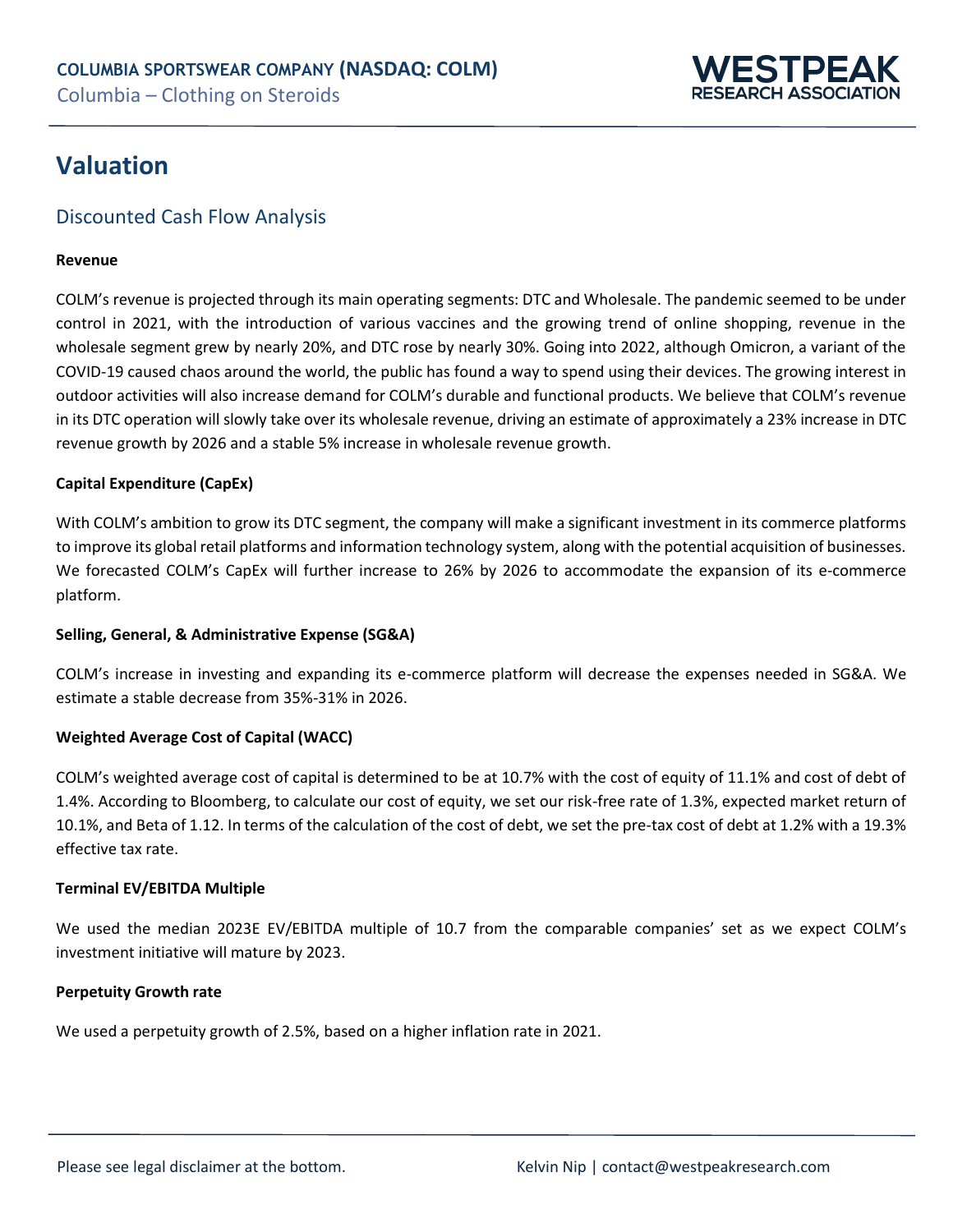# Valuation

## Discounted Cash Flow Analysis

**Revenue**

COLM's revenue is projected through its main operating segments: DTC and Wholesale. The pandemic seemed to be under control in 2021, with the introduction of various vaccines and the growing trend of online shopping, revenue in the wholesale segment grew by nearly 20%, and DTC rose by nearly 30%. Going into 2022, although Omicron, a variant of the COVID-19 caused chaos around the world, the public has found a way to spend using their devices. The growing interest in outdoor activities will also increase demand for COLM's durable and functional products. We believe that COLM's revenue in its DTC operation will slowly take over its wholesale revenue, driving an estimate of approximately a 23% increase in DTC revenue growth by 2026 and a stable 5% increase in wholesale revenue growth.

**Capital Expenditure (CapEx)**

With COLM's ambition to grow its DTC segment, the company will make a significant investment in its commerce platforms to improve its global retail platforms and information technology system, along with the potential acquisition of businesses. We forecasted COLM's CapEx will further increase to 26% by 2026 to accommodate the expansion of its e-commerce platform.

**Selling, General, & Administrative Expense (SG&A)**

COLM's increase in investing and expanding its e-commerce platform will decrease the expenses needed in SG&A. We estimate a stable decrease from 35%-31% in 2026.

**Weighted Average Cost of Capital (WACC)**

COLM's weighted average cost of capital is determined to be at 10.7% with the cost of equity of 11.1% and cost of debt of 1.4%. According to Bloomberg, to calculate our cost of equity, we set our risk-free rate of 1.3%, expected market return of 10.1%, and Beta of 1.12. In terms of the calculation of the cost of debt, we set the pre-tax cost of debt at 1.2% with a 19.3% effective tax rate.

**Terminal EV/EBITDA Multiple**

We used the median 2023E EV/EBITDA multiple of 10.7 from the comparable companies' set as we expect COLM's investment initiative will mature by 2023.

**Perpetuity Growth rate**

We used a perpetuity growth of 2.5%, based on a higher inflation rate in 2021.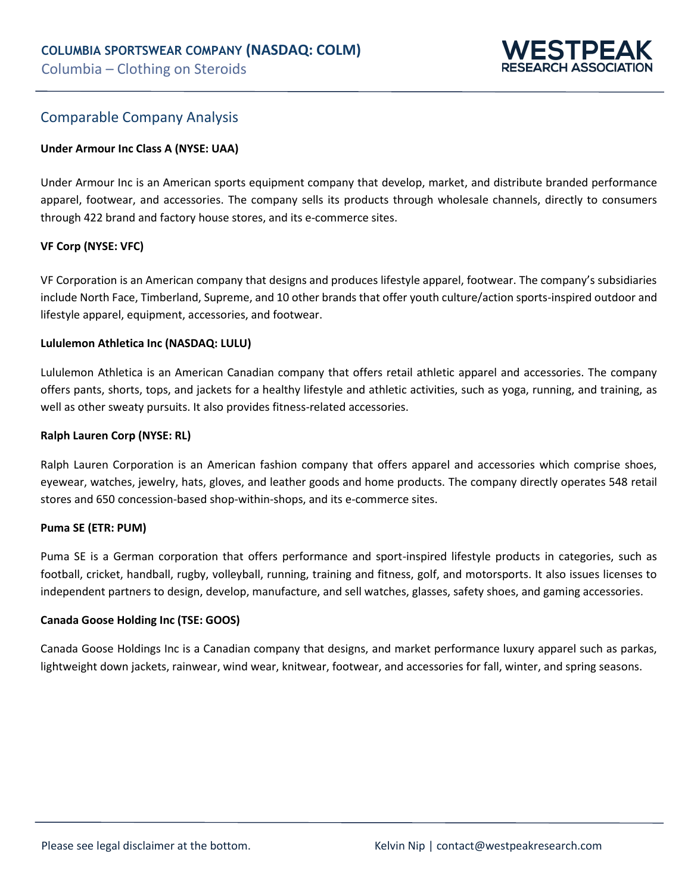## Comparable Company Analysis

**Under Armour Inc Class A (NYSE: UAA)**

Under Armour Inc is an American sports equipment company that develop, market, and distribute branded performance apparel, footwear, and accessories. The company sells its products through wholesale channels, directly to consumers through 422 brand and factory house stores, and its e-commerce sites.

**VF Corp (NYSE: VFC)**

VF Corporation is an American company that designs and produces lifestyle apparel, footwear. The company's subsidiaries include North Face, Timberland, Supreme, and 10 other brands that offer youth culture/action sports-inspired outdoor and lifestyle apparel, equipment, accessories, and footwear.

**Lululemon Athletica Inc (NASDAQ: LULU)**

Lululemon Athletica is an American Canadian company that offers retail athletic apparel and accessories. The company offers pants, shorts, tops, and jackets for a healthy lifestyle and athletic activities, such as yoga, running, and training, as well as other sweaty pursuits. It also provides fitness-related accessories.

**Ralph Lauren Corp (NYSE: RL)**

Ralph Lauren Corporation is an American fashion company that offers apparel and accessories which comprise shoes, eyewear, watches, jewelry, hats, gloves, and leather goods and home products. The company directly operates 548 retail stores and 650 concession-based shop-within-shops, and its e-commerce sites.

**Puma SE (ETR: PUM)**

Puma SE is a German corporation that offers performance and sport-inspired lifestyle products in categories, such as football, cricket, handball, rugby, volleyball, running, training and fitness, golf, and motorsports. It also issues licenses to independent partners to design, develop, manufacture, and sell watches, glasses, safety shoes, and gaming accessories.

**Canada Goose Holding Inc (TSE: GOOS)**

Canada Goose Holdings Inc is a Canadian company that designs, and market performance luxury apparel such as parkas, lightweight down jackets, rainwear, wind wear, knitwear, footwear, and accessories for fall, winter, and spring seasons.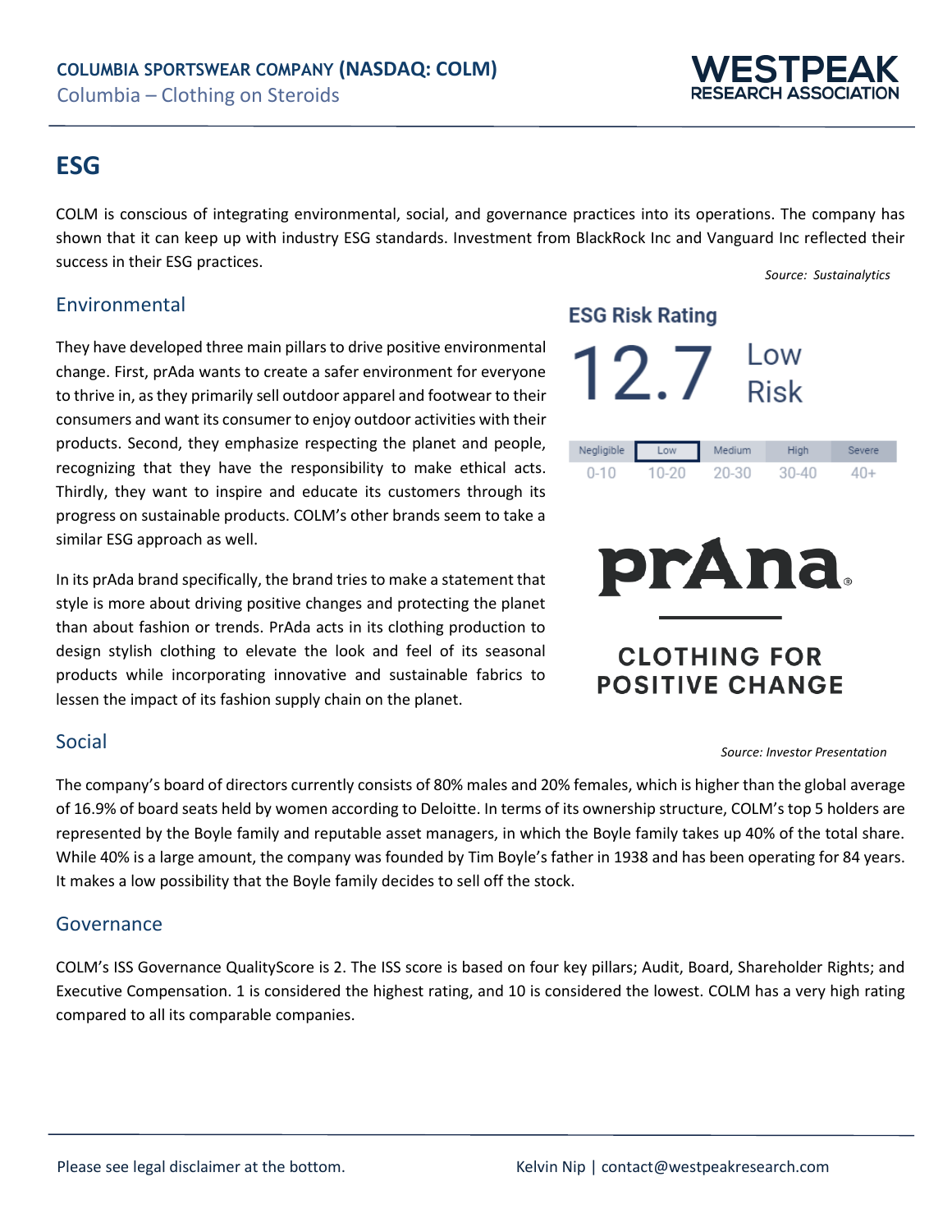## ESG

COLM is conscious of integrating environmental, social, and governance practices into its operations. The company has shown that it can keep up with industry ESG standards. Investment from BlackRock Inc and Vanguard Inc reflected their success in their ESG practices.

*Source: Sustainalytics*

**ESG Risk Rating**

12.7 Low Risk

| Negligible | Low | Medium | High | Severe |
|---|---|---|---|---|
| 0-10 | 10-20 | 20-30 | 30-40 | 40+ |

### Environmental

They have developed three main pillars to drive positive environmental change. First, prAda wants to create a safer environment for everyone to thrive in, as they primarily sell outdoor apparel and footwear to their consumers and want its consumer to enjoy outdoor activities with their products. Second, they emphasize respecting the planet and people, recognizing that they have the responsibility to make ethical acts. Thirdly, they want to inspire and educate its customers through its progress on sustainable products. COLM's other brands seem to take a similar ESG approach as well.

In its prAda brand specifically, the brand tries to make a statement that style is more about driving positive changes and protecting the planet than about fashion or trends. PrAda acts in its clothing production to design stylish clothing to elevate the look and feel of its seasonal products while incorporating innovative and sustainable fabrics to lessen the impact of its fashion supply chain on the planet.

prAna®

CLOTHING FOR POSITIVE CHANGE

*Source: Investor Presentation*

### Social

The company's board of directors currently consists of 80% males and 20% females, which is higher than the global average of 16.9% of board seats held by women according to Deloitte. In terms of its ownership structure, COLM's top 5 holders are represented by the Boyle family and reputable asset managers, in which the Boyle family takes up 40% of the total share. While 40% is a large amount, the company was founded by Tim Boyle's father in 1938 and has been operating for 84 years. It makes a low possibility that the Boyle family decides to sell off the stock.

### Governance

COLM's ISS Governance QualityScore is 2. The ISS score is based on four key pillars; Audit, Board, Shareholder Rights; and Executive Compensation. 1 is considered the highest rating, and 10 is considered the lowest. COLM has a very high rating compared to all its comparable companies.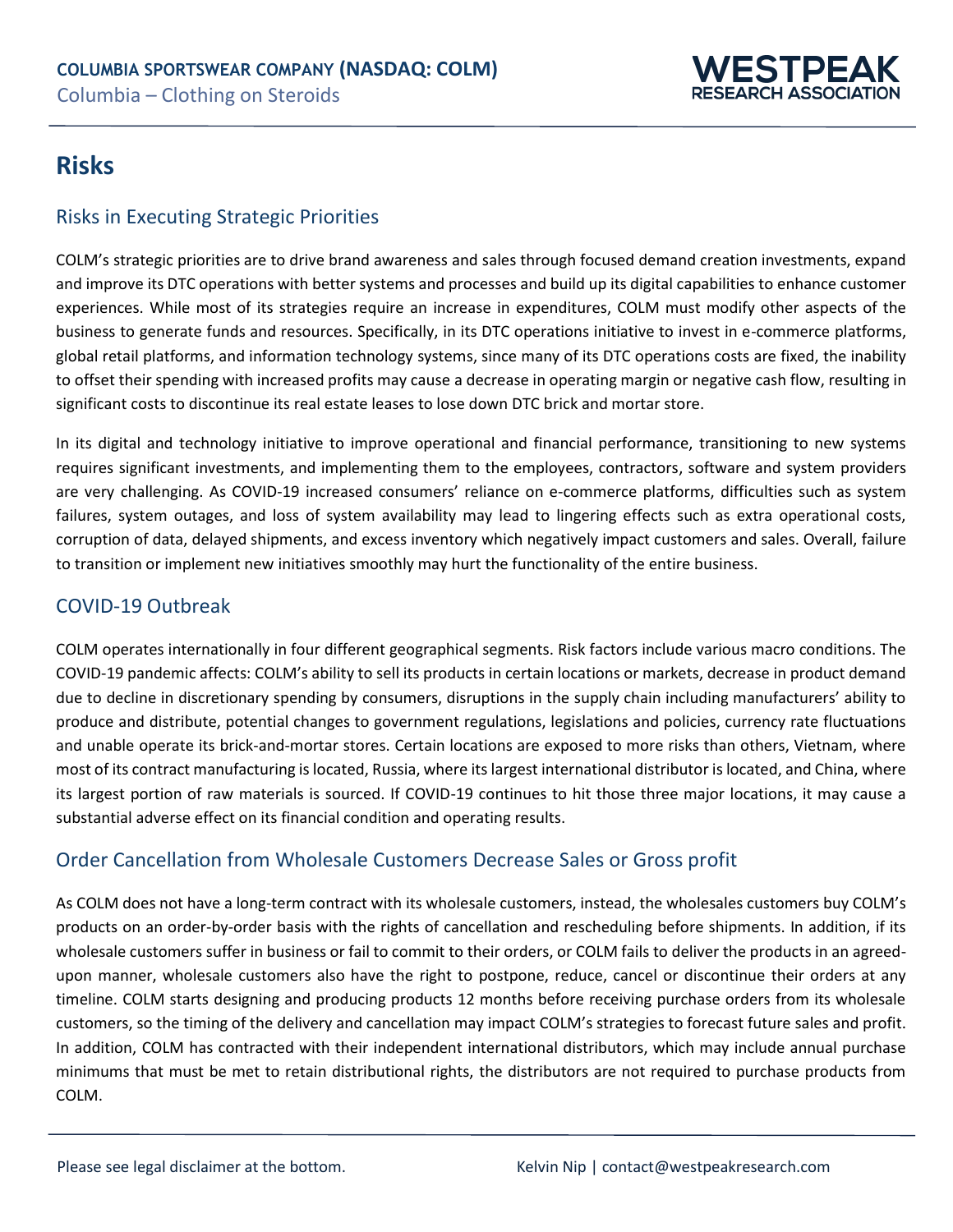# Risks

## Risks in Executing Strategic Priorities

COLM's strategic priorities are to drive brand awareness and sales through focused demand creation investments, expand and improve its DTC operations with better systems and processes and build up its digital capabilities to enhance customer experiences. While most of its strategies require an increase in expenditures, COLM must modify other aspects of the business to generate funds and resources. Specifically, in its DTC operations initiative to invest in e-commerce platforms, global retail platforms, and information technology systems, since many of its DTC operations costs are fixed, the inability to offset their spending with increased profits may cause a decrease in operating margin or negative cash flow, resulting in significant costs to discontinue its real estate leases to lose down DTC brick and mortar store.

In its digital and technology initiative to improve operational and financial performance, transitioning to new systems requires significant investments, and implementing them to the employees, contractors, software and system providers are very challenging. As COVID-19 increased consumers' reliance on e-commerce platforms, difficulties such as system failures, system outages, and loss of system availability may lead to lingering effects such as extra operational costs, corruption of data, delayed shipments, and excess inventory which negatively impact customers and sales. Overall, failure to transition or implement new initiatives smoothly may hurt the functionality of the entire business.

## COVID-19 Outbreak

COLM operates internationally in four different geographical segments. Risk factors include various macro conditions. The COVID-19 pandemic affects: COLM's ability to sell its products in certain locations or markets, decrease in product demand due to decline in discretionary spending by consumers, disruptions in the supply chain including manufacturers' ability to produce and distribute, potential changes to government regulations, legislations and policies, currency rate fluctuations and unable operate its brick-and-mortar stores. Certain locations are exposed to more risks than others, Vietnam, where most of its contract manufacturing is located, Russia, where its largest international distributor is located, and China, where its largest portion of raw materials is sourced. If COVID-19 continues to hit those three major locations, it may cause a substantial adverse effect on its financial condition and operating results.

## Order Cancellation from Wholesale Customers Decrease Sales or Gross profit

As COLM does not have a long-term contract with its wholesale customers, instead, the wholesales customers buy COLM's products on an order-by-order basis with the rights of cancellation and rescheduling before shipments. In addition, if its wholesale customers suffer in business or fail to commit to their orders, or COLM fails to deliver the products in an agreed-upon manner, wholesale customers also have the right to postpone, reduce, cancel or discontinue their orders at any timeline. COLM starts designing and producing products 12 months before receiving purchase orders from its wholesale customers, so the timing of the delivery and cancellation may impact COLM's strategies to forecast future sales and profit. In addition, COLM has contracted with their independent international distributors, which may include annual purchase minimums that must be met to retain distributional rights, the distributors are not required to purchase products from COLM.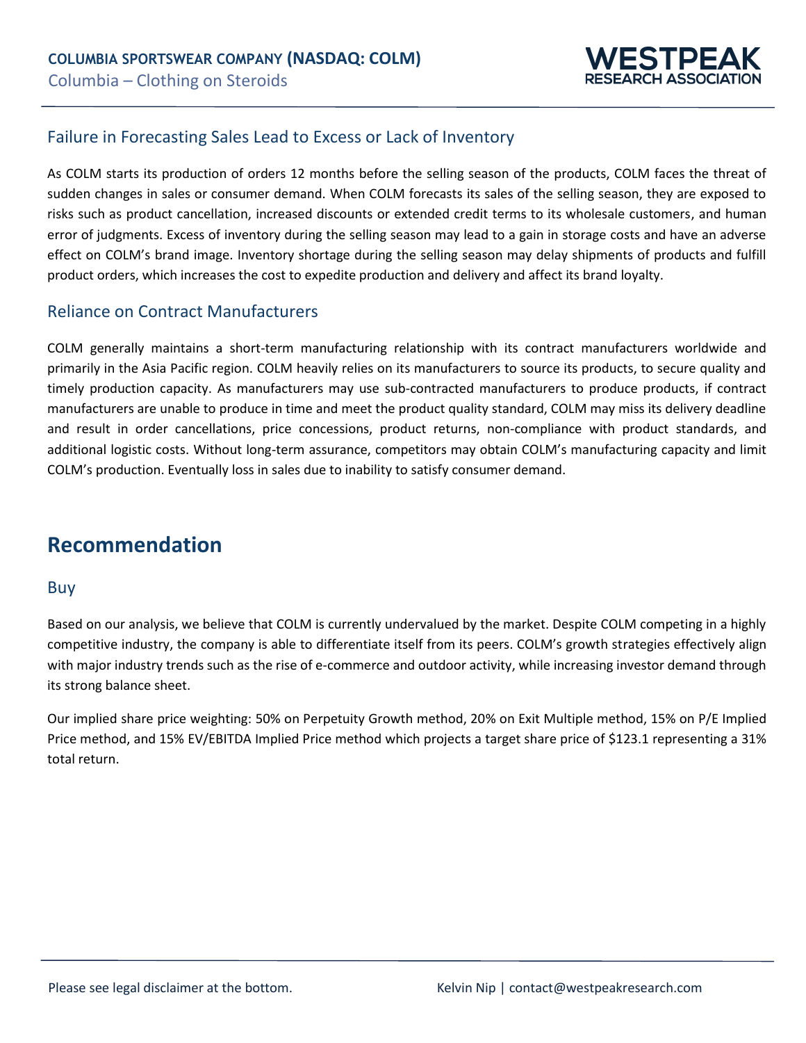## Failure in Forecasting Sales Lead to Excess or Lack of Inventory

As COLM starts its production of orders 12 months before the selling season of the products, COLM faces the threat of sudden changes in sales or consumer demand. When COLM forecasts its sales of the selling season, they are exposed to risks such as product cancellation, increased discounts or extended credit terms to its wholesale customers, and human error of judgments. Excess of inventory during the selling season may lead to a gain in storage costs and have an adverse effect on COLM's brand image. Inventory shortage during the selling season may delay shipments of products and fulfill product orders, which increases the cost to expedite production and delivery and affect its brand loyalty.

## Reliance on Contract Manufacturers

COLM generally maintains a short-term manufacturing relationship with its contract manufacturers worldwide and primarily in the Asia Pacific region. COLM heavily relies on its manufacturers to source its products, to secure quality and timely production capacity. As manufacturers may use sub-contracted manufacturers to produce products, if contract manufacturers are unable to produce in time and meet the product quality standard, COLM may miss its delivery deadline and result in order cancellations, price concessions, product returns, non-compliance with product standards, and additional logistic costs. Without long-term assurance, competitors may obtain COLM's manufacturing capacity and limit COLM's production. Eventually loss in sales due to inability to satisfy consumer demand.

# Recommendation

## Buy

Based on our analysis, we believe that COLM is currently undervalued by the market. Despite COLM competing in a highly competitive industry, the company is able to differentiate itself from its peers. COLM's growth strategies effectively align with major industry trends such as the rise of e-commerce and outdoor activity, while increasing investor demand through its strong balance sheet.

Our implied share price weighting: 50% on Perpetuity Growth method, 20% on Exit Multiple method, 15% on P/E Implied Price method, and 15% EV/EBITDA Implied Price method which projects a target share price of $123.1 representing a 31% total return.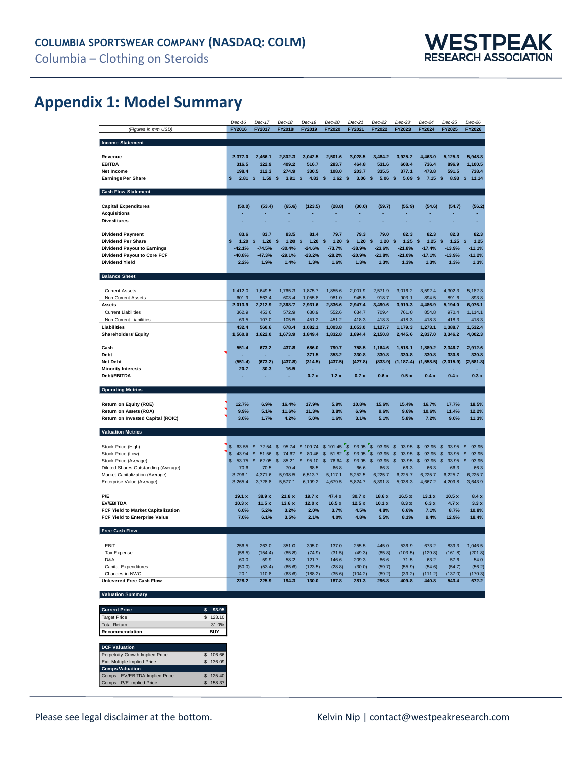## Appendix 1: Model Summary

| (Figures in mm USD) | Dec-16 FY2016 | Dec-17 FY2017 | Dec-18 FY2018 | Dec-19 FY2019 | Dec-20 FY2020 | Dec-21 FY2021 | Dec-22 FY2022 | Dec-23 FY2023 | Dec-24 FY2024 | Dec-25 FY2025 | Dec-26 FY2026 |
|---|---|---|---|---|---|---|---|---|---|---|---|
| **Income Statement** | | | | | | | | | | | |
| **Revenue** | 2,377.0 | 2,466.1 | 2,802.3 | 3,042.5 | 2,501.6 | 3,028.5 | 3,484.2 | 3,925.2 | 4,463.0 | 5,125.3 | 5,948.8 |
| **EBITDA** | 316.5 | 322.9 | 409.2 | 516.7 | 283.7 | 464.8 | 531.6 | 608.4 | 736.4 | 896.9 | 1,100.5 |
| **Net Income** | 198.4 | 112.3 | 274.9 | 330.5 | 108.0 | 203.7 | 335.5 | 377.1 | 473.8 | 591.5 | 738.4 |
| **Earnings Per Share** | $ 2.81 | $ 1.59 | $ 3.91 | $ 4.83 | $ 1.62 | $ 3.06 | $ 5.06 | $ 5.69 | $ 7.15 | $ 8.93 | $ 11.14 |
| **Cash Flow Statement** | | | | | | | | | | | |
| **Capital Expenditures** | (50.0) | (53.4) | (65.6) | (123.5) | (28.8) | (30.0) | (59.7) | (55.9) | (54.6) | (54.7) | (56.2) |
| **Acquisitions** | - | - | - | - | - | - | - | - | - | - | - |
| **Divestitures** | - | - | - | - | - | - | - | - | - | - | - |
| **Dividend Payment** | 83.6 | 83.7 | 83.5 | 81.4 | 79.7 | 79.3 | 79.0 | 82.3 | 82.3 | 82.3 | 82.3 |
| **Dividend Per Share** | $ 1.20 | $ 1.20 | $ 1.20 | $ 1.20 | $ 1.20 | $ 1.20 | $ 1.20 | $ 1.25 | $ 1.25 | $ 1.25 | $ 1.25 |
| **Dividend Payout to Earnings** | -42.1% | -74.5% | -30.4% | -24.6% | -73.7% | -38.9% | -23.6% | -21.8% | -17.4% | -13.9% | -11.1% |
| **Dividend Payout to Core FCF** | -40.8% | -47.3% | -29.1% | -23.2% | -28.2% | -20.9% | -21.8% | -21.0% | -17.1% | -13.9% | -11.2% |
| **Dividend Yield** | 2.2% | 1.9% | 1.4% | 1.3% | 1.6% | 1.3% | 1.3% | 1.3% | 1.3% | 1.3% | 1.3% |
| **Balance Sheet** | | | | | | | | | | | |
| Current Assets | 1,412.0 | 1,649.5 | 1,765.3 | 1,875.7 | 1,855.6 | 2,001.9 | 2,571.9 | 3,016.2 | 3,592.4 | 4,302.3 | 5,182.3 |
| Non-Current Assets | 601.9 | 563.4 | 603.4 | 1,055.8 | 981.0 | 945.5 | 918.7 | 903.1 | 894.5 | 891.6 | 893.8 |
| **Assets** | 2,013.9 | 2,212.9 | 2,368.7 | 2,931.6 | 2,836.6 | 2,947.4 | 3,490.6 | 3,919.3 | 4,486.9 | 5,194.0 | 6,076.1 |
| Current Liabilities | 362.9 | 453.6 | 572.9 | 630.9 | 552.6 | 634.7 | 709.4 | 761.0 | 854.8 | 970.4 | 1,114.1 |
| Non-Current Liabilities | 69.5 | 107.0 | 105.5 | 451.2 | 451.2 | 418.3 | 418.3 | 418.3 | 418.3 | 418.3 | 418.3 |
| **Liabilities** | 432.4 | 560.6 | 678.4 | 1,082.1 | 1,003.8 | 1,053.0 | 1,127.7 | 1,179.3 | 1,273.1 | 1,388.7 | 1,532.4 |
| **Shareholders' Equity** | 1,560.8 | 1,622.0 | 1,673.9 | 1,849.4 | 1,832.8 | 1,894.4 | 2,150.8 | 2,445.6 | 2,837.0 | 3,346.2 | 4,002.3 |
| **Cash** | 551.4 | 673.2 | 437.8 | 686.0 | 790.7 | 758.5 | 1,164.6 | 1,518.1 | 1,889.2 | 2,346.7 | 2,912.6 |
| **Debt** | - | - | - | 371.5 | 353.2 | 330.8 | 330.8 | 330.8 | 330.8 | 330.8 | 330.8 |
| **Net Debt** | (551.4) | (673.2) | (437.8) | (314.5) | (437.5) | (427.8) | (833.9) | (1,187.4) | (1,558.5) | (2,015.9) | (2,581.8) |
| **Minority Interests** | 20.7 | 30.3 | 16.5 | - | - | - | - | - | - | - | - |
| **Debt/EBITDA** | - | - | - | 0.7 x | 1.2 x | 0.7 x | 0.6 x | 0.5 x | 0.4 x | 0.4 x | 0.3 x |
| **Operating Metrics** | | | | | | | | | | | |
| **Return on Equity (ROE)** | 12.7% | 6.9% | 16.4% | 17.9% | 5.9% | 10.8% | 15.6% | 15.4% | 16.7% | 17.7% | 18.5% |
| **Return on Assets (ROA)** | 9.9% | 5.1% | 11.6% | 11.3% | 3.8% | 6.9% | 9.6% | 9.6% | 10.6% | 11.4% | 12.2% |
| **Return on Invested Capital (ROIC)** | 3.0% | 1.7% | 4.2% | 5.0% | 1.6% | 3.1% | 5.1% | 5.8% | 7.2% | 9.0% | 11.3% |
| **Valuation Metrics** | | | | | | | | | | | |
| Stock Price (High) | $ 63.55 | $ 72.54 | $ 95.74 | $ 109.74 | $ 101.45 | $ 93.95 | $ 93.95 | $ 93.95 | $ 93.95 | $ 93.95 | $ 93.95 |
| Stock Price (Low) | $ 43.94 | $ 51.56 | $ 74.67 | $ 80.46 | $ 51.82 | $ 93.95 | $ 93.95 | $ 93.95 | $ 93.95 | $ 93.95 | $ 93.95 |
| Stock Price (Average) | $ 53.75 | $ 62.05 | $ 85.21 | $ 95.10 | $ 76.64 | $ 93.95 | $ 93.95 | $ 93.95 | $ 93.95 | $ 93.95 | $ 93.95 |
| Diluted Shares Outstanding (Average) | 70.6 | 70.5 | 70.4 | 68.5 | 66.8 | 66.6 | 66.3 | 66.3 | 66.3 | 66.3 | 66.3 |
| Market Capitalization (Average) | 3,796.1 | 4,371.6 | 5,998.5 | 6,513.7 | 5,117.1 | 6,252.5 | 6,225.7 | 6,225.7 | 6,225.7 | 6,225.7 | 6,225.7 |
| Enterprise Value (Average) | 3,265.4 | 3,728.8 | 5,577.1 | 6,199.2 | 4,679.5 | 5,824.7 | 5,391.8 | 5,038.3 | 4,667.2 | 4,209.8 | 3,643.9 |
| **P/E** | 19.1 x | 38.9 x | 21.8 x | 19.7 x | 47.4 x | 30.7 x | 18.6 x | 16.5 x | 13.1 x | 10.5 x | 8.4 x |
| **EV/EBITDA** | 10.3 x | 11.5 x | 13.6 x | 12.0 x | 16.5 x | 12.5 x | 10.1 x | 8.3 x | 6.3 x | 4.7 x | 3.3 x |
| **FCF Yield to Market Capitalization** | 6.0% | 5.2% | 3.2% | 2.0% | 3.7% | 4.5% | 4.8% | 6.6% | 7.1% | 8.7% | 10.8% |
| **FCF Yield to Enterprise Value** | 7.0% | 6.1% | 3.5% | 2.1% | 4.0% | 4.8% | 5.5% | 8.1% | 9.4% | 12.9% | 18.4% |
| **Free Cash Flow** | | | | | | | | | | | |
| EBIT | 256.5 | 263.0 | 351.0 | 395.0 | 137.0 | 255.5 | 445.0 | 536.9 | 673.2 | 839.3 | 1,046.5 |
| Tax Expense | (58.5) | (154.4) | (85.8) | (74.9) | (31.5) | (49.3) | (85.8) | (103.5) | (129.8) | (161.8) | (201.8) |
| D&A | 60.0 | 59.9 | 58.2 | 121.7 | 146.6 | 209.3 | 86.6 | 71.5 | 63.2 | 57.6 | 54.0 |
| Capital Expenditures | (50.0) | (53.4) | (65.6) | (123.5) | (28.8) | (30.0) | (59.7) | (55.9) | (54.6) | (54.7) | (56.2) |
| Changes in NWC | 20.1 | 110.8 | (63.6) | (188.2) | (35.6) | (104.2) | (89.2) | (39.2) | (111.2) | (137.0) | (170.3) |
| **Unlevered Free Cash Flow** | 228.2 | 225.9 | 194.3 | 130.0 | 187.8 | 281.3 | 296.8 | 409.8 | 440.8 | 543.4 | 672.2 |

**Valuation Summary**

| **Current Price** | **$ 93.95** |
|---|---|
| Target Price | $ 123.10 |
| Total Return | 31.0% |
| **Recommendation** | **BUY** |

| **DCF Valuation** | |
|---|---|
| Perpetuity Growth Implied Price | $ 106.66 |
| Exit Multiple Implied Price | $ 136.09 |
| **Comps Valuation** | |
| Comps - EV/EBITDA Implied Price | $ 125.40 |
| Comps - P/E Implied Price | $ 158.37 |

Please see legal disclaimer at the bottom.

Kelvin Nip | contact@westpeakresearch.com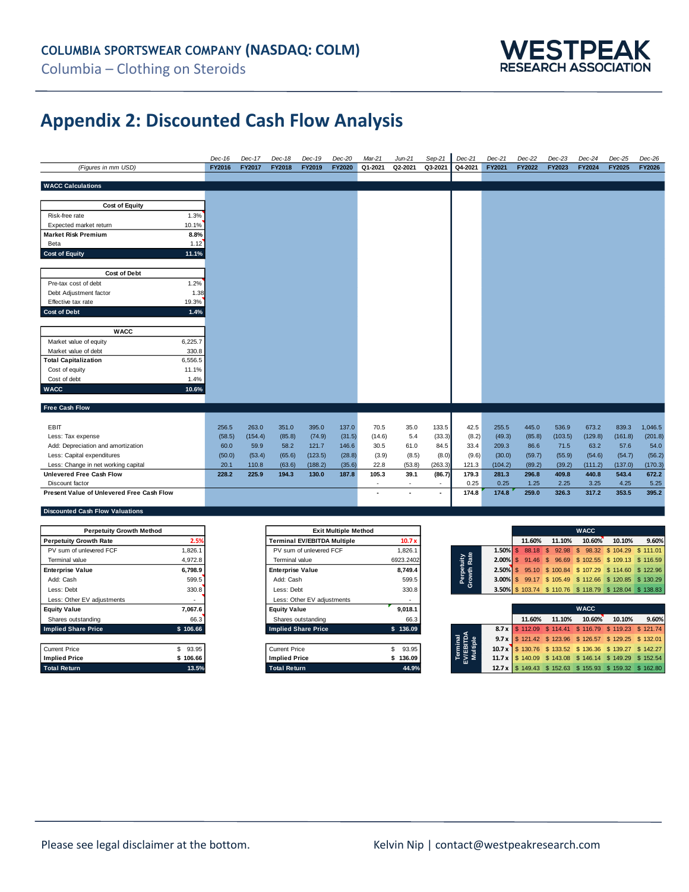## Appendix 2: Discounted Cash Flow Analysis

*(Figures in mm USD)*

**WACC Calculations**

| Cost of Equity | |
|---|---|
| Risk-free rate | 1.3% |
| Expected market return | 10.1% |
| **Market Risk Premium** | **8.8%** |
| Beta | 1.12 |
| **Cost of Equity** | **11.1%** |

| Cost of Debt | |
|---|---|
| Pre-tax cost of debt | 1.2% |
| Debt Adjustment factor | 1.38 |
| Effective tax rate | 19.3% |
| **Cost of Debt** | **1.4%** |

| WACC | |
|---|---|
| Market value of equity | 6,225.7 |
| Market value of debt | 330.8 |
| **Total Capitalization** | **6,556.5** |
| Cost of equity | 11.1% |
| Cost of debt | 1.4% |
| **WACC** | **10.6%** |

**Free Cash Flow**

| | Dec-16 FY2016 | Dec-17 FY2017 | Dec-18 FY2018 | Dec-19 FY2019 | Dec-20 FY2020 | Mar-21 Q1-2021 | Jun-21 Q2-2021 | Sep-21 Q3-2021 | Dec-21 Q4-2021 | Dec-21 FY2021 | Dec-22 FY2022 | Dec-23 FY2023 | Dec-24 FY2024 | Dec-25 FY2025 | Dec-26 FY2026 |
|---|---|---|---|---|---|---|---|---|---|---|---|---|---|---|---|
| EBIT | 256.5 | 263.0 | 351.0 | 395.0 | 137.0 | 70.5 | 35.0 | 133.5 | 42.5 | 255.5 | 445.0 | 536.9 | 673.2 | 839.3 | 1,046.5 |
| Less: Tax expense | (58.5) | (154.4) | (85.8) | (74.9) | (31.5) | (14.6) | 5.4 | (33.3) | (8.2) | (49.3) | (85.8) | (103.5) | (129.8) | (161.8) | (201.8) |
| Add: Depreciation and amortization | 60.0 | 59.9 | 58.2 | 121.7 | 146.6 | 30.5 | 61.0 | 84.5 | 33.4 | 209.3 | 86.6 | 71.5 | 63.2 | 57.6 | 54.0 |
| Less: Capital expenditures | (50.0) | (53.4) | (65.6) | (123.5) | (28.8) | (3.9) | (8.5) | (8.0) | (9.6) | (30.0) | (59.7) | (55.9) | (54.6) | (54.7) | (56.2) |
| Less: Change in net working capital | 20.1 | 110.8 | (63.6) | (188.2) | (35.6) | 22.8 | (53.8) | (263.3) | 121.3 | (104.2) | (89.2) | (39.2) | (111.2) | (137.0) | (170.3) |
| **Unlevered Free Cash Flow** | **228.2** | **225.9** | **194.3** | **130.0** | **187.8** | **105.3** | **39.1** | **(86.7)** | **179.3** | **281.3** | **296.8** | **409.8** | **440.8** | **543.4** | **672.2** |
| Discount factor | | | | | | - | - | - | 0.25 | 0.25 | 1.25 | 2.25 | 3.25 | 4.25 | 5.25 |
| **Present Value of Unlevered Free Cash Flow** | | | | | | - | - | - | 174.8 | 174.8 | 259.0 | 326.3 | 317.2 | 353.5 | 395.2 |

**Discounted Cash Flow Valuations**

| Perpetuity Growth Method | |
|---|---|
| **Perpetuity Growth Rate** | **2.5%** |
| PV sum of unlevered FCF | 1,826.1 |
| Terminal value | 4,972.8 |
| **Enterprise Value** | **6,798.9** |
| Add: Cash | 599.5 |
| Less: Debt | 330.8 |
| Less: Other EV adjustments | - |
| **Equity Value** | **7,067.6** |
| Shares outstanding | 66.3 |
| **Implied Share Price** | **$ 106.66** |
| Current Price | $ 93.95 |
| **Implied Price** | **$ 106.66** |
| **Total Return** | **13.5%** |

| Exit Multiple Method | |
|---|---|
| **Terminal EV/EBITDA Multiple** | **10.7 x** |
| PV sum of unlevered FCF | 1,826.1 |
| Terminal value | 6923.2402 |
| **Enterprise Value** | **8,749.4** |
| Add: Cash | 599.5 |
| Less: Debt | 330.8 |
| Less: Other EV adjustments | - |
| **Equity Value** | **9,018.1** |
| Shares outstanding | 66.3 |
| **Implied Share Price** | **$ 136.09** |
| Current Price | $ 93.95 |
| **Implied Price** | **$ 136.09** |
| **Total Return** | **44.9%** |

| Perpetuity Growth Rate \ WACC | 11.60% | 11.10% | 10.60% | 10.10% | 9.60% |
|---|---|---|---|---|---|
| 1.50% | $ 88.18 | $ 92.98 | $ 98.32 | $ 104.29 | $ 111.01 |
| 2.00% | $ 91.46 | $ 96.69 | $ 102.55 | $ 109.13 | $ 116.59 |
| 2.50% | $ 95.10 | $ 100.84 | $ 107.29 | $ 114.60 | $ 122.96 |
| 3.00% | $ 99.17 | $ 105.49 | $ 112.66 | $ 120.85 | $ 130.29 |
| 3.50% | $ 103.74 | $ 110.76 | $ 118.79 | $ 128.04 | $ 138.83 |

| Terminal EV/EBITDA Multiple \ WACC | 11.60% | 11.10% | 10.60% | 10.10% | 9.60% |
|---|---|---|---|---|---|
| 8.7 x | $ 112.09 | $ 114.41 | $ 116.79 | $ 119.23 | $ 121.74 |
| 9.7 x | $ 121.42 | $ 123.96 | $ 126.57 | $ 129.25 | $ 132.01 |
| 10.7 x | $ 130.76 | $ 133.52 | $ 136.36 | $ 139.27 | $ 142.27 |
| 11.7 x | $ 140.09 | $ 143.08 | $ 146.14 | $ 149.29 | $ 152.54 |
| 12.7 x | $ 149.43 | $ 152.63 | $ 155.93 | $ 159.32 | $ 162.80 |

Please see legal disclaimer at the bottom.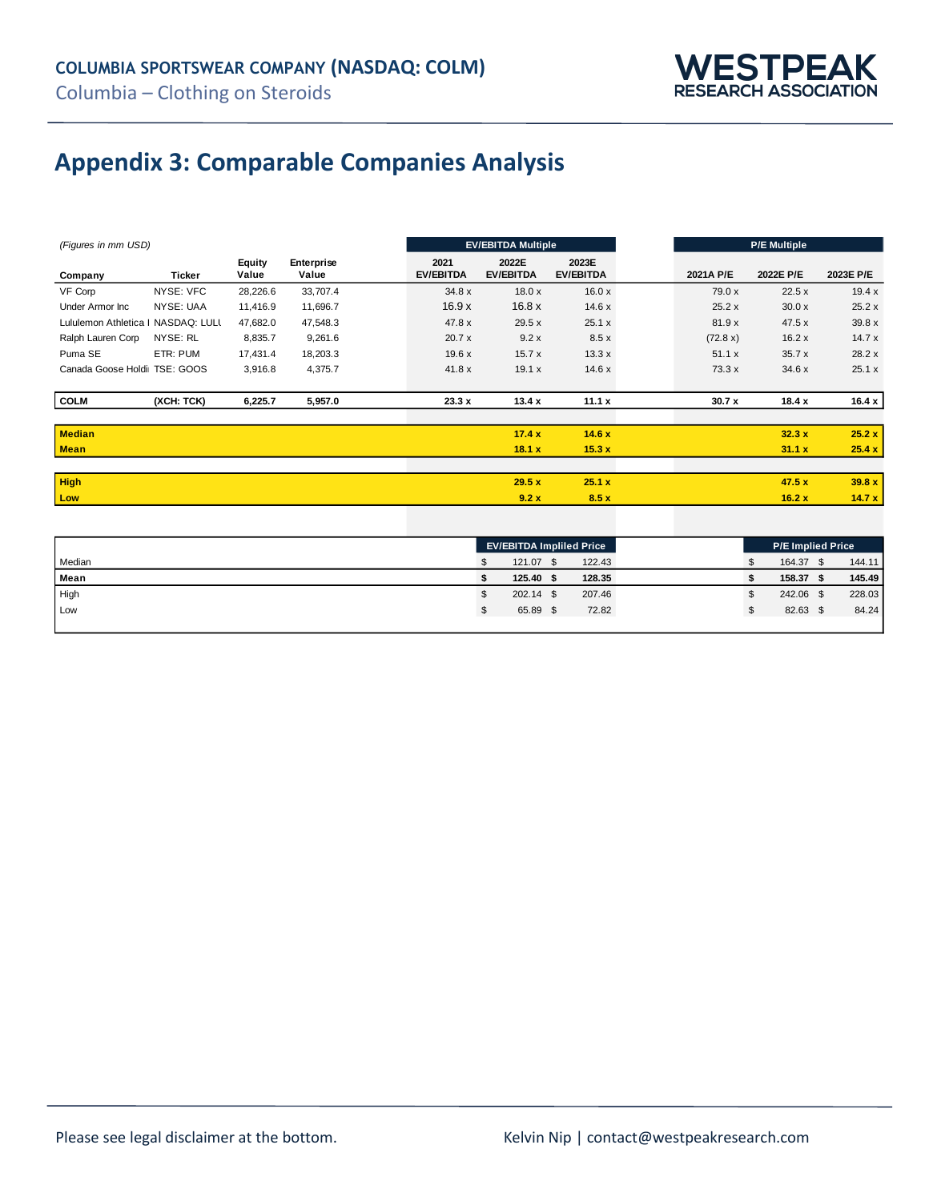## Appendix 3: Comparable Companies Analysis

*(Figures in mm USD)*

| Company | Ticker | Equity Value | Enterprise Value | EV/EBITDA Multiple 2021 EV/EBITDA | 2022E EV/EBITDA | 2023E EV/EBITDA | P/E Multiple 2021A P/E | 2022E P/E | 2023E P/E |
|---|---|---|---|---|---|---|---|---|---|
| VF Corp | NYSE: VFC | 28,226.6 | 33,707.4 | 34.8 x | 18.0 x | 16.0 x | 79.0 x | 22.5 x | 19.4 x |
| Under Armor Inc | NYSE: UAA | 11,416.9 | 11,696.7 | 16.9 x | 16.8 x | 14.6 x | 25.2 x | 30.0 x | 25.2 x |
| Lululemon Athletica I | NASDAQ: LULU | 47,682.0 | 47,548.3 | 47.8 x | 29.5 x | 25.1 x | 81.9 x | 47.5 x | 39.8 x |
| Ralph Lauren Corp | NYSE: RL | 8,835.7 | 9,261.6 | 20.7 x | 9.2 x | 8.5 x | (72.8 x) | 16.2 x | 14.7 x |
| Puma SE | ETR: PUM | 17,431.4 | 18,203.3 | 19.6 x | 15.7 x | 13.3 x | 51.1 x | 35.7 x | 28.2 x |
| Canada Goose Holdi | TSE: GOOS | 3,916.8 | 4,375.7 | 41.8 x | 19.1 x | 14.6 x | 73.3 x | 34.6 x | 25.1 x |
| **COLM** | **(XCH: TCK)** | **6,225.7** | **5,957.0** | **23.3 x** | **13.4 x** | **11.1 x** | **30.7 x** | **18.4 x** | **16.4 x** |
| **Median** | | | | | **17.4 x** | **14.6 x** | | **32.3 x** | **25.2 x** |
| **Mean** | | | | | **18.1 x** | **15.3 x** | | **31.1 x** | **25.4 x** |
| **High** | | | | | **29.5 x** | **25.1 x** | | **47.5 x** | **39.8 x** |
| **Low** | | | | | **9.2 x** | **8.5 x** | | **16.2 x** | **14.7 x** |

| | EV/EBITDA Implied Price | | P/E Implied Price | |
|---|---|---|---|---|
| Median | $ 121.07 | $ 122.43 | $ 164.37 | $ 144.11 |
| **Mean** | **$ 125.40** | **$ 128.35** | **$ 158.37** | **$ 145.49** |
| High | $ 202.14 | $ 207.46 | $ 242.06 | $ 228.03 |
| Low | $ 65.89 | $ 72.82 | $ 82.63 | $ 84.24 |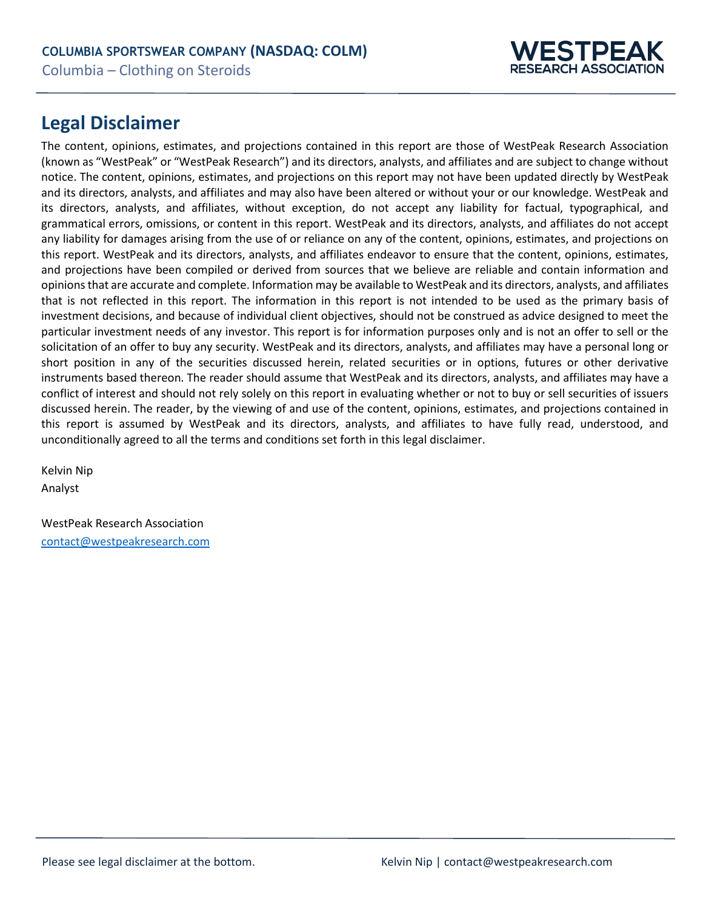## Legal Disclaimer

The content, opinions, estimates, and projections contained in this report are those of WestPeak Research Association (known as "WestPeak" or "WestPeak Research") and its directors, analysts, and affiliates and are subject to change without notice. The content, opinions, estimates, and projections on this report may not have been updated directly by WestPeak and its directors, analysts, and affiliates and may also have been altered or without your or our knowledge. WestPeak and its directors, analysts, and affiliates, without exception, do not accept any liability for factual, typographical, and grammatical errors, omissions, or content in this report. WestPeak and its directors, analysts, and affiliates do not accept any liability for damages arising from the use of or reliance on any of the content, opinions, estimates, and projections on this report. WestPeak and its directors, analysts, and affiliates endeavor to ensure that the content, opinions, estimates, and projections have been compiled or derived from sources that we believe are reliable and contain information and opinions that are accurate and complete. Information may be available to WestPeak and its directors, analysts, and affiliates that is not reflected in this report. The information in this report is not intended to be used as the primary basis of investment decisions, and because of individual client objectives, should not be construed as advice designed to meet the particular investment needs of any investor. This report is for information purposes only and is not an offer to sell or the solicitation of an offer to buy any security. WestPeak and its directors, analysts, and affiliates may have a personal long or short position in any of the securities discussed herein, related securities or in options, futures or other derivative instruments based thereon. The reader should assume that WestPeak and its directors, analysts, and affiliates may have a conflict of interest and should not rely solely on this report in evaluating whether or not to buy or sell securities of issuers discussed herein. The reader, by the viewing of and use of the content, opinions, estimates, and projections contained in this report is assumed by WestPeak and its directors, analysts, and affiliates to have fully read, understood, and unconditionally agreed to all the terms and conditions set forth in this legal disclaimer.

Kelvin Nip
Analyst

WestPeak Research Association
contact@westpeakresearch.com